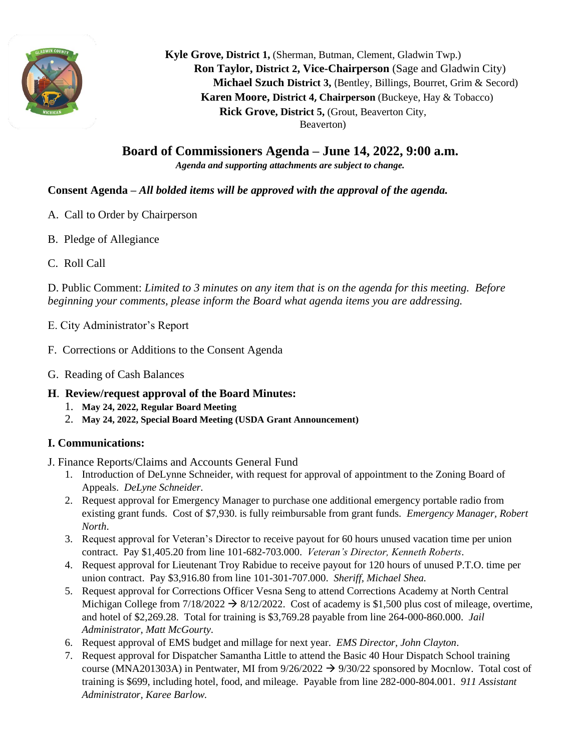**Kyle Grove, District 1,** (Sherman, Butman, Clement, Gladwin Twp.)
**Ron Taylor, District 2, Vice-Chairperson** (Sage and Gladwin City)
**Michael Szuch District 3,** (Bentley, Billings, Bourret, Grim & Secord)
**Karen Moore, District 4, Chairperson** (Buckeye, Hay & Tobacco)
**Rick Grove, District 5,** (Grout, Beaverton City, Beaverton)

# Board of Commissioners Agenda – June 14, 2022, 9:00 a.m.

***Agenda and supporting attachments are subject to change.***

**Consent Agenda –** ***All bolded items will be approved with the approval of the agenda.***

A. Call to Order by Chairperson

B. Pledge of Allegiance

C. Roll Call

D. Public Comment: *Limited to 3 minutes on any item that is on the agenda for this meeting. Before beginning your comments, please inform the Board what agenda items you are addressing.*

E. City Administrator's Report

F. Corrections or Additions to the Consent Agenda

G. Reading of Cash Balances

**H. Review/request approval of the Board Minutes:**

1. **May 24, 2022, Regular Board Meeting**
2. **May 24, 2022, Special Board Meeting (USDA Grant Announcement)**

**I. Communications:**

J. Finance Reports/Claims and Accounts General Fund

1. Introduction of DeLynne Schneider, with request for approval of appointment to the Zoning Board of Appeals. *DeLyne Schneider.*
2. Request approval for Emergency Manager to purchase one additional emergency portable radio from existing grant funds. Cost of $7,930. is fully reimbursable from grant funds. *Emergency Manager, Robert North*.
3. Request approval for Veteran's Director to receive payout for 60 hours unused vacation time per union contract. Pay $1,405.20 from line 101-682-703.000. *Veteran's Director, Kenneth Roberts*.
4. Request approval for Lieutenant Troy Rabidue to receive payout for 120 hours of unused P.T.O. time per union contract. Pay $3,916.80 from line 101-301-707.000. *Sheriff, Michael Shea.*
5. Request approval for Corrections Officer Vesna Seng to attend Corrections Academy at North Central Michigan College from 7/18/2022 → 8/12/2022. Cost of academy is $1,500 plus cost of mileage, overtime, and hotel of $2,269.28. Total for training is $3,769.28 payable from line 264-000-860.000. *Jail Administrator, Matt McGourty.*
6. Request approval of EMS budget and millage for next year. *EMS Director, John Clayton*.
7. Request approval for Dispatcher Samantha Little to attend the Basic 40 Hour Dispatch School training course (MNA201303A) in Pentwater, MI from 9/26/2022 → 9/30/22 sponsored by Mocnlow. Total cost of training is $699, including hotel, food, and mileage. Payable from line 282-000-804.001. *911 Assistant Administrator, Karee Barlow.*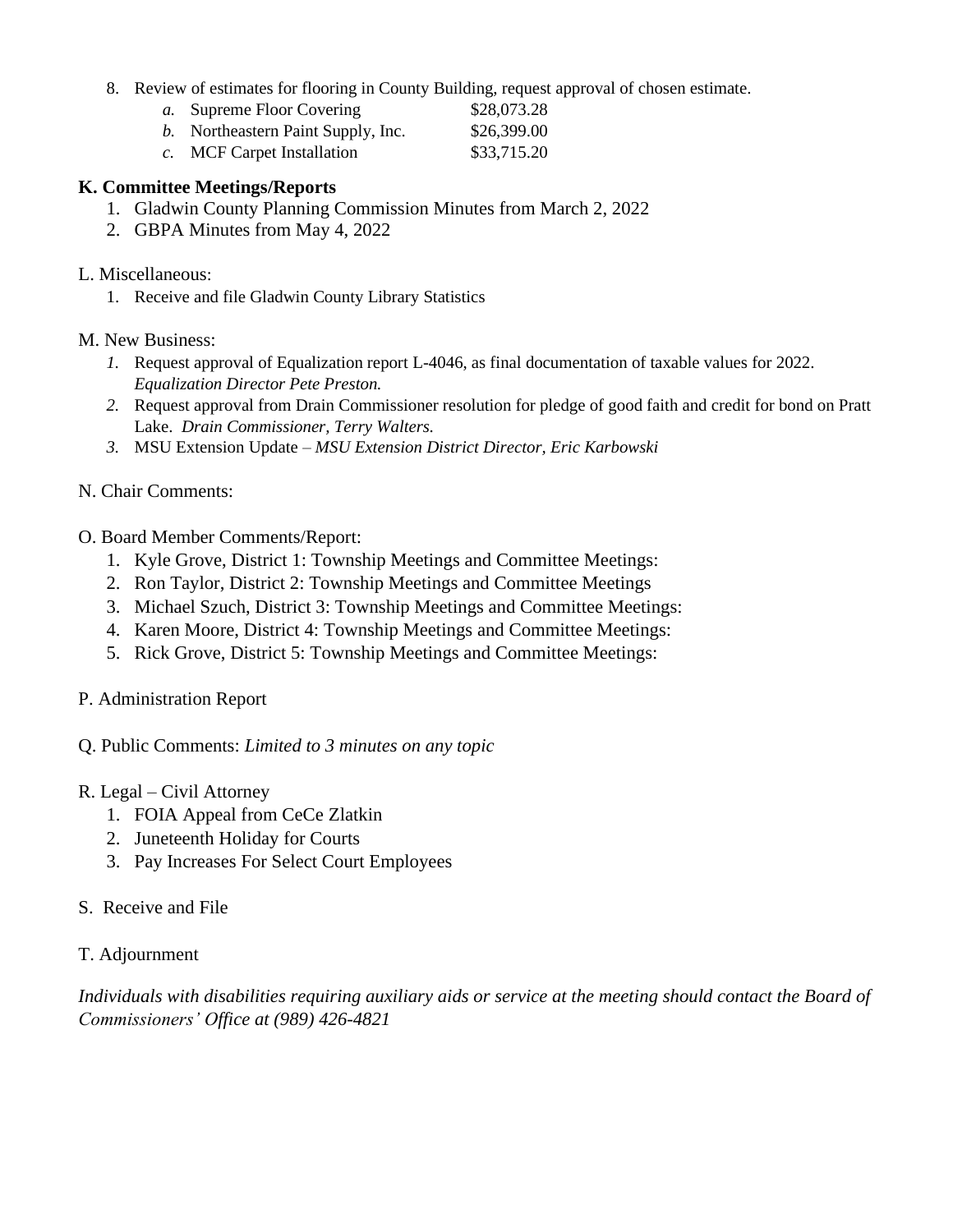8. Review of estimates for flooring in County Building, request approval of chosen estimate.
   a. Supreme Floor Covering $28,073.28
   b. Northeastern Paint Supply, Inc. $26,399.00
   c. MCF Carpet Installation $33,715.20

**K. Committee Meetings/Reports**

1. Gladwin County Planning Commission Minutes from March 2, 2022
2. GBPA Minutes from May 4, 2022

L. Miscellaneous:

1. Receive and file Gladwin County Library Statistics

M. New Business:

1. Request approval of Equalization report L-4046, as final documentation of taxable values for 2022. *Equalization Director Pete Preston.*
2. Request approval from Drain Commissioner resolution for pledge of good faith and credit for bond on Pratt Lake. *Drain Commissioner, Terry Walters.*
3. MSU Extension Update – *MSU Extension District Director, Eric Karbowski*

N. Chair Comments:

O. Board Member Comments/Report:

1. Kyle Grove, District 1: Township Meetings and Committee Meetings:
2. Ron Taylor, District 2: Township Meetings and Committee Meetings
3. Michael Szuch, District 3: Township Meetings and Committee Meetings:
4. Karen Moore, District 4: Township Meetings and Committee Meetings:
5. Rick Grove, District 5: Township Meetings and Committee Meetings:

P. Administration Report

Q. Public Comments: *Limited to 3 minutes on any topic*

R. Legal – Civil Attorney

1. FOIA Appeal from CeCe Zlatkin
2. Juneteenth Holiday for Courts
3. Pay Increases For Select Court Employees

S. Receive and File

T. Adjournment

*Individuals with disabilities requiring auxiliary aids or service at the meeting should contact the Board of Commissioners' Office at (989) 426-4821*